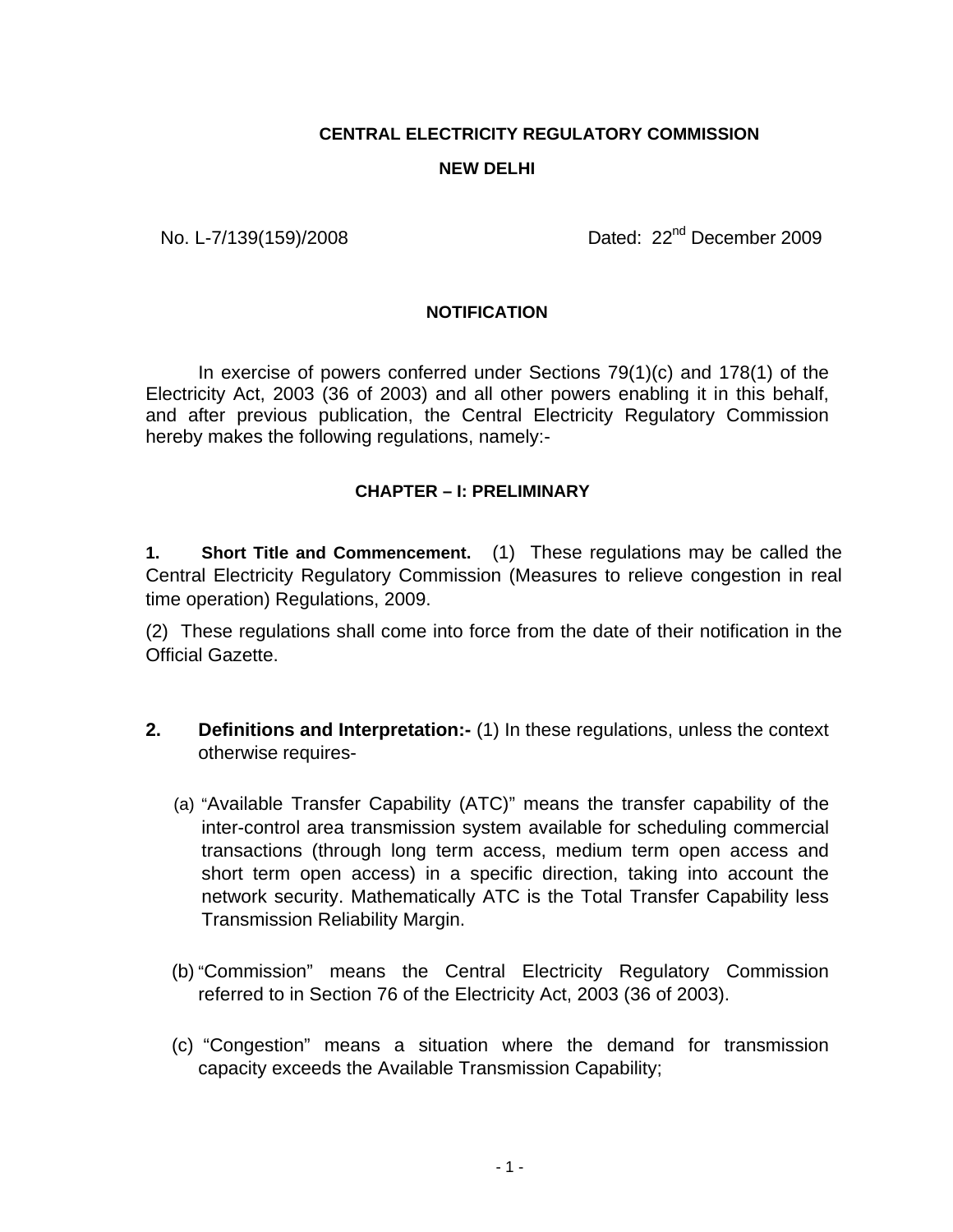**CENTRAL ELECTRICITY REGULATORY COMMISSION**

**NEW DELHI**

No. L-7/139(159)/2008 Dated: 22nd December 2009

**NOTIFICATION**

In exercise of powers conferred under Sections 79(1)(c) and 178(1) of the Electricity Act, 2003 (36 of 2003) and all other powers enabling it in this behalf, and after previous publication, the Central Electricity Regulatory Commission hereby makes the following regulations, namely:-

**CHAPTER – I: PRELIMINARY**

**1. Short Title and Commencement.** (1) These regulations may be called the Central Electricity Regulatory Commission (Measures to relieve congestion in real time operation) Regulations, 2009.

(2) These regulations shall come into force from the date of their notification in the Official Gazette.

**2. Definitions and Interpretation:-** (1) In these regulations, unless the context otherwise requires-

(a) "Available Transfer Capability (ATC)" means the transfer capability of the inter-control area transmission system available for scheduling commercial transactions (through long term access, medium term open access and short term open access) in a specific direction, taking into account the network security. Mathematically ATC is the Total Transfer Capability less Transmission Reliability Margin.

(b) "Commission" means the Central Electricity Regulatory Commission referred to in Section 76 of the Electricity Act, 2003 (36 of 2003).

(c) "Congestion" means a situation where the demand for transmission capacity exceeds the Available Transmission Capability;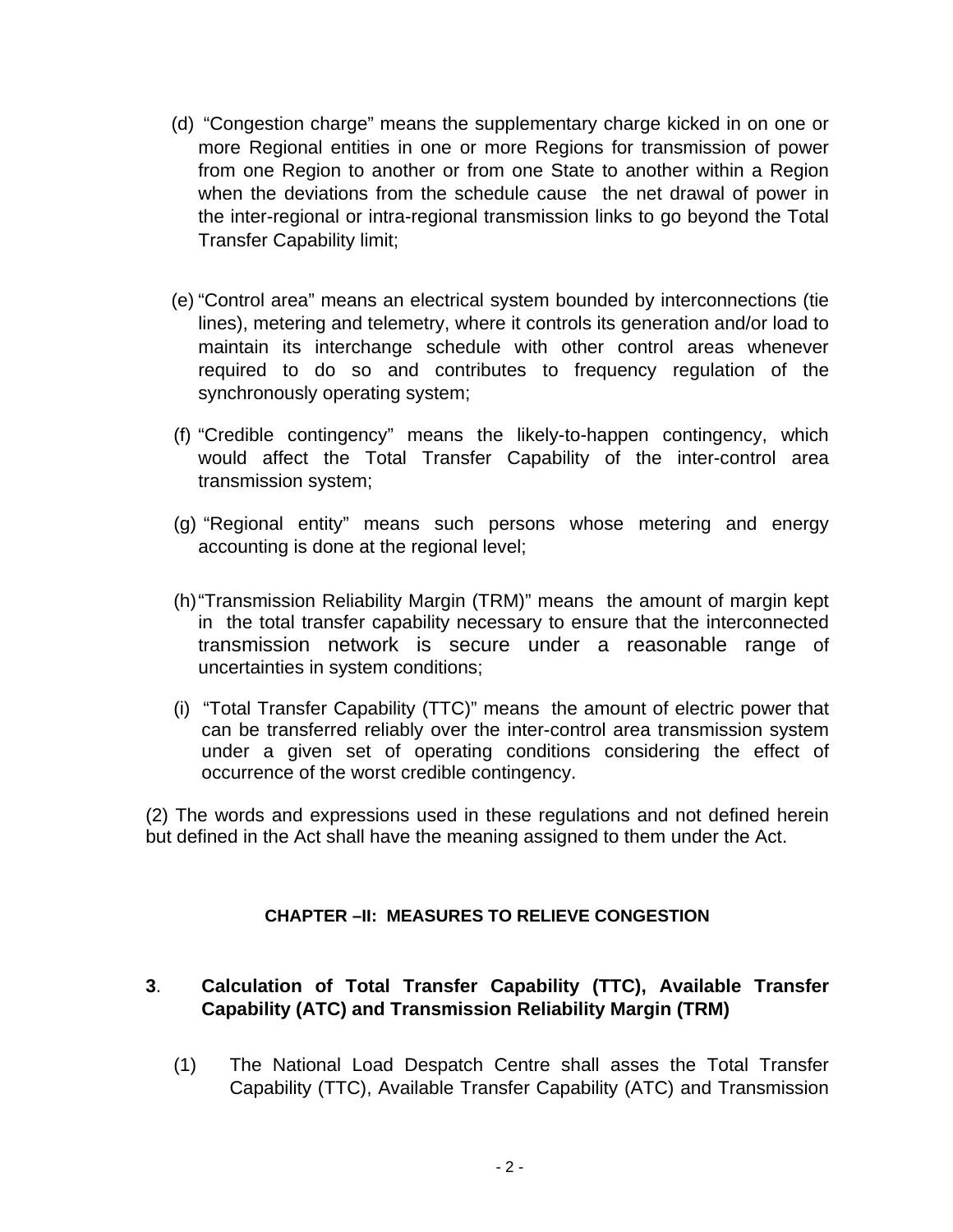(d) "Congestion charge" means the supplementary charge kicked in on one or more Regional entities in one or more Regions for transmission of power from one Region to another or from one State to another within a Region when the deviations from the schedule cause the net drawal of power in the inter-regional or intra-regional transmission links to go beyond the Total Transfer Capability limit;

(e) "Control area" means an electrical system bounded by interconnections (tie lines), metering and telemetry, where it controls its generation and/or load to maintain its interchange schedule with other control areas whenever required to do so and contributes to frequency regulation of the synchronously operating system;

(f) "Credible contingency" means the likely-to-happen contingency, which would affect the Total Transfer Capability of the inter-control area transmission system;

(g) "Regional entity" means such persons whose metering and energy accounting is done at the regional level;

(h) "Transmission Reliability Margin (TRM)" means the amount of margin kept in the total transfer capability necessary to ensure that the interconnected transmission network is secure under a reasonable range of uncertainties in system conditions;

(i) "Total Transfer Capability (TTC)" means the amount of electric power that can be transferred reliably over the inter-control area transmission system under a given set of operating conditions considering the effect of occurrence of the worst credible contingency.

(2) The words and expressions used in these regulations and not defined herein but defined in the Act shall have the meaning assigned to them under the Act.

## CHAPTER –II: MEASURES TO RELIEVE CONGESTION

### 3. Calculation of Total Transfer Capability (TTC), Available Transfer Capability (ATC) and Transmission Reliability Margin (TRM)

(1) The National Load Despatch Centre shall asses the Total Transfer Capability (TTC), Available Transfer Capability (ATC) and Transmission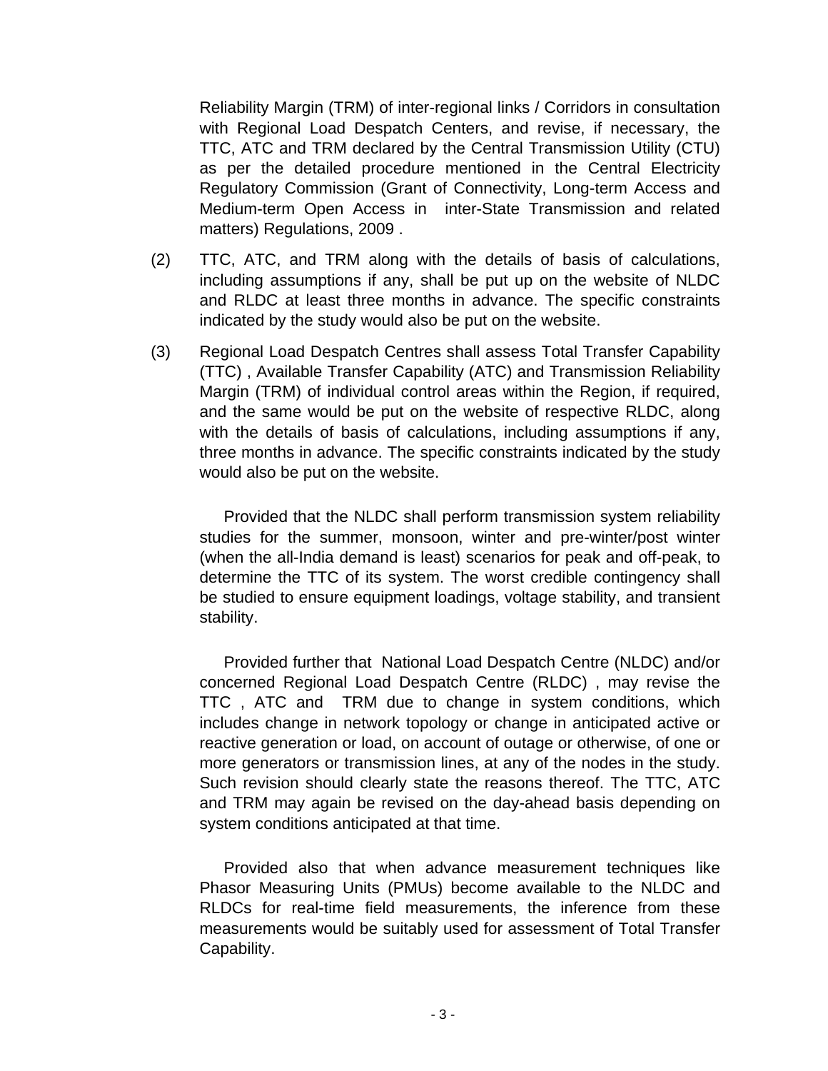Reliability Margin (TRM) of inter-regional links / Corridors in consultation with Regional Load Despatch Centers, and revise, if necessary, the TTC, ATC and TRM declared by the Central Transmission Utility (CTU) as per the detailed procedure mentioned in the Central Electricity Regulatory Commission (Grant of Connectivity, Long-term Access and Medium-term Open Access in inter-State Transmission and related matters) Regulations, 2009 .

(2) TTC, ATC, and TRM along with the details of basis of calculations, including assumptions if any, shall be put up on the website of NLDC and RLDC at least three months in advance. The specific constraints indicated by the study would also be put on the website.

(3) Regional Load Despatch Centres shall assess Total Transfer Capability (TTC) , Available Transfer Capability (ATC) and Transmission Reliability Margin (TRM) of individual control areas within the Region, if required, and the same would be put on the website of respective RLDC, along with the details of basis of calculations, including assumptions if any, three months in advance. The specific constraints indicated by the study would also be put on the website.

Provided that the NLDC shall perform transmission system reliability studies for the summer, monsoon, winter and pre-winter/post winter (when the all-India demand is least) scenarios for peak and off-peak, to determine the TTC of its system. The worst credible contingency shall be studied to ensure equipment loadings, voltage stability, and transient stability.

Provided further that National Load Despatch Centre (NLDC) and/or concerned Regional Load Despatch Centre (RLDC) , may revise the TTC , ATC and TRM due to change in system conditions, which includes change in network topology or change in anticipated active or reactive generation or load, on account of outage or otherwise, of one or more generators or transmission lines, at any of the nodes in the study. Such revision should clearly state the reasons thereof. The TTC, ATC and TRM may again be revised on the day-ahead basis depending on system conditions anticipated at that time.

Provided also that when advance measurement techniques like Phasor Measuring Units (PMUs) become available to the NLDC and RLDCs for real-time field measurements, the inference from these measurements would be suitably used for assessment of Total Transfer Capability.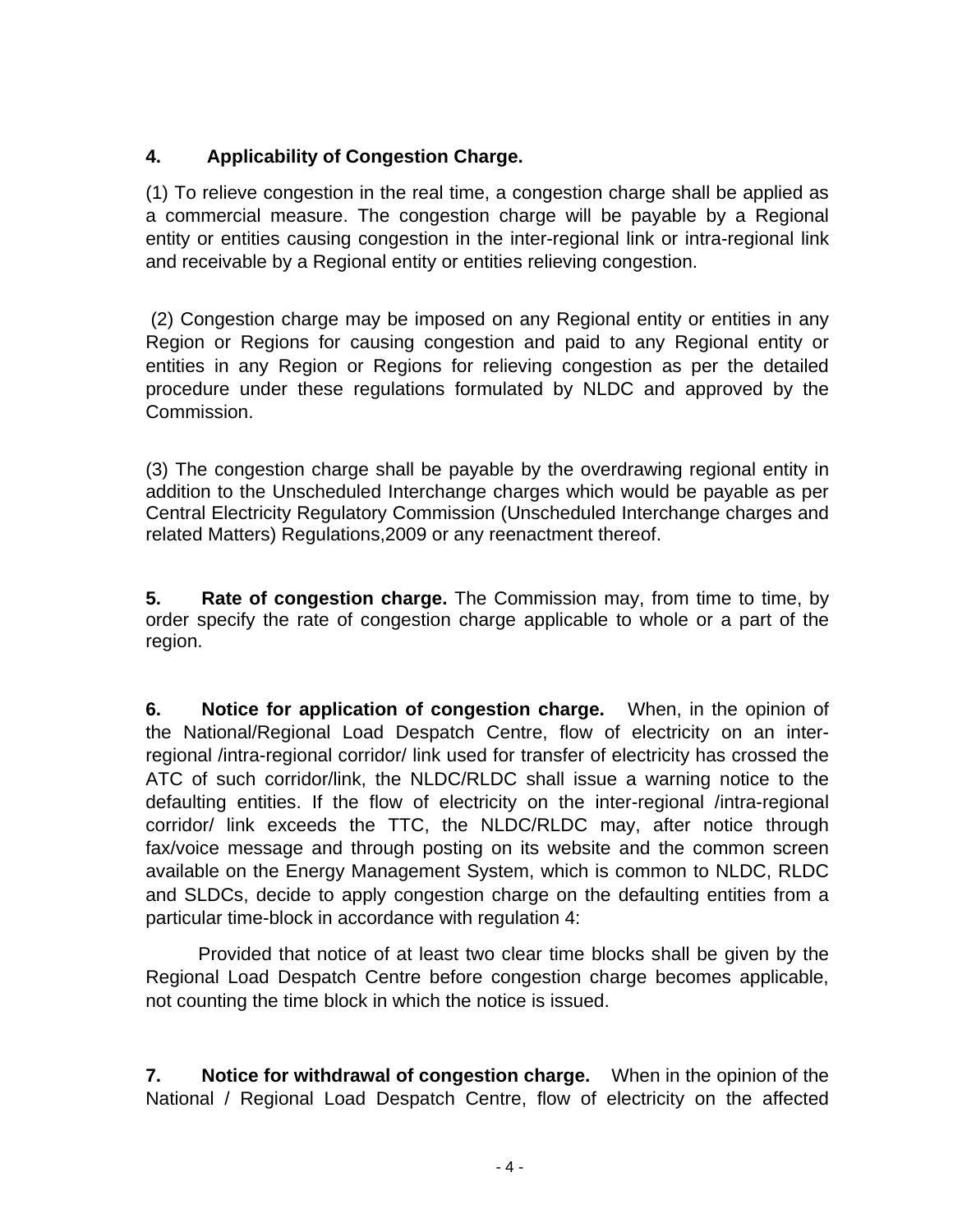**4. Applicability of Congestion Charge.**

(1) To relieve congestion in the real time, a congestion charge shall be applied as a commercial measure. The congestion charge will be payable by a Regional entity or entities causing congestion in the inter-regional link or intra-regional link and receivable by a Regional entity or entities relieving congestion.

(2) Congestion charge may be imposed on any Regional entity or entities in any Region or Regions for causing congestion and paid to any Regional entity or entities in any Region or Regions for relieving congestion as per the detailed procedure under these regulations formulated by NLDC and approved by the Commission.

(3) The congestion charge shall be payable by the overdrawing regional entity in addition to the Unscheduled Interchange charges which would be payable as per Central Electricity Regulatory Commission (Unscheduled Interchange charges and related Matters) Regulations,2009 or any reenactment thereof.

**5. Rate of congestion charge.** The Commission may, from time to time, by order specify the rate of congestion charge applicable to whole or a part of the region.

**6. Notice for application of congestion charge.** When, in the opinion of the National/Regional Load Despatch Centre, flow of electricity on an inter-regional /intra-regional corridor/ link used for transfer of electricity has crossed the ATC of such corridor/link, the NLDC/RLDC shall issue a warning notice to the defaulting entities. If the flow of electricity on the inter-regional /intra-regional corridor/ link exceeds the TTC, the NLDC/RLDC may, after notice through fax/voice message and through posting on its website and the common screen available on the Energy Management System, which is common to NLDC, RLDC and SLDCs, decide to apply congestion charge on the defaulting entities from a particular time-block in accordance with regulation 4:

Provided that notice of at least two clear time blocks shall be given by the Regional Load Despatch Centre before congestion charge becomes applicable, not counting the time block in which the notice is issued.

**7. Notice for withdrawal of congestion charge.** When in the opinion of the National / Regional Load Despatch Centre, flow of electricity on the affected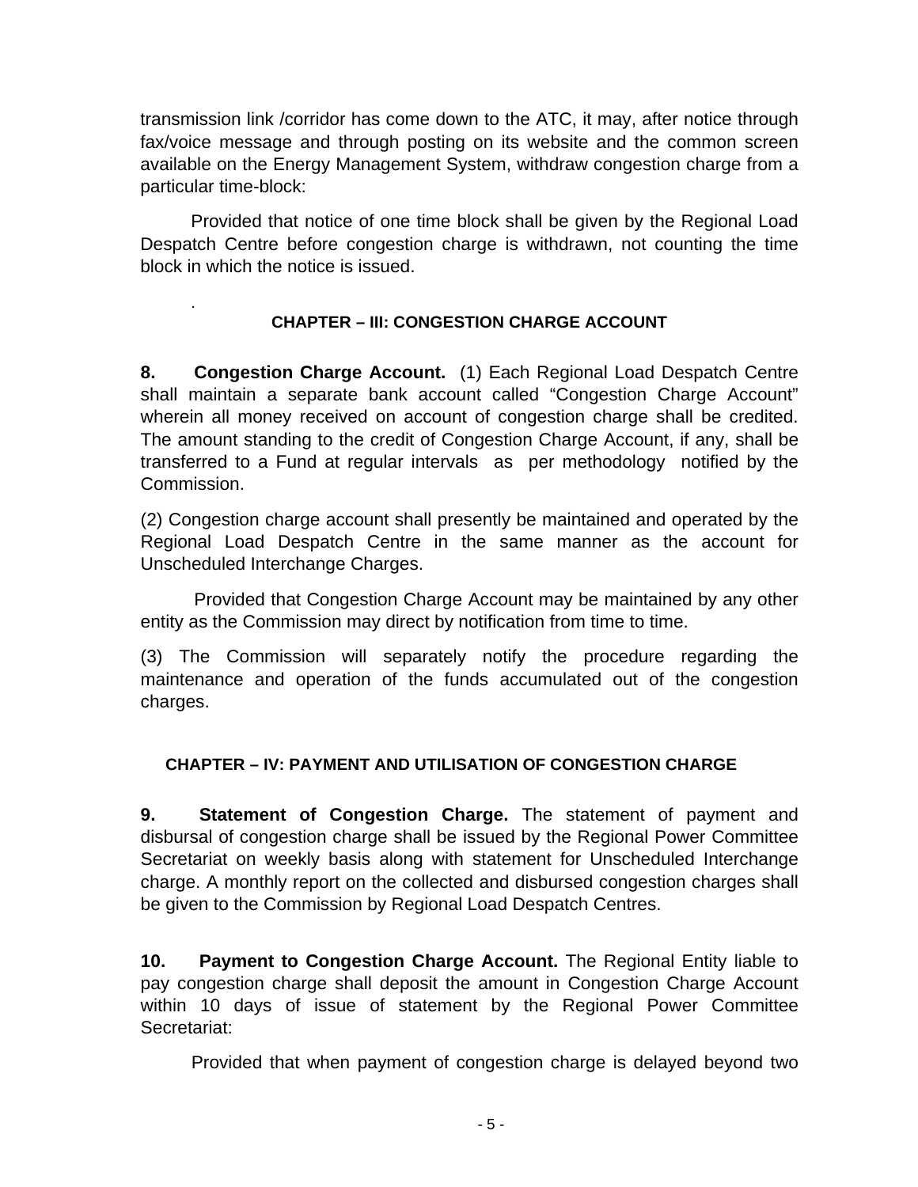transmission link /corridor has come down to the ATC, it may, after notice through fax/voice message and through posting on its website and the common screen available on the Energy Management System, withdraw congestion charge from a particular time-block:

Provided that notice of one time block shall be given by the Regional Load Despatch Centre before congestion charge is withdrawn, not counting the time block in which the notice is issued.

## CHAPTER – III: CONGESTION CHARGE ACCOUNT

**8. Congestion Charge Account.** (1) Each Regional Load Despatch Centre shall maintain a separate bank account called "Congestion Charge Account" wherein all money received on account of congestion charge shall be credited. The amount standing to the credit of Congestion Charge Account, if any, shall be transferred to a Fund at regular intervals as per methodology notified by the Commission.

(2) Congestion charge account shall presently be maintained and operated by the Regional Load Despatch Centre in the same manner as the account for Unscheduled Interchange Charges.

Provided that Congestion Charge Account may be maintained by any other entity as the Commission may direct by notification from time to time.

(3) The Commission will separately notify the procedure regarding the maintenance and operation of the funds accumulated out of the congestion charges.

## CHAPTER – IV: PAYMENT AND UTILISATION OF CONGESTION CHARGE

**9. Statement of Congestion Charge.** The statement of payment and disbursal of congestion charge shall be issued by the Regional Power Committee Secretariat on weekly basis along with statement for Unscheduled Interchange charge. A monthly report on the collected and disbursed congestion charges shall be given to the Commission by Regional Load Despatch Centres.

**10. Payment to Congestion Charge Account.** The Regional Entity liable to pay congestion charge shall deposit the amount in Congestion Charge Account within 10 days of issue of statement by the Regional Power Committee Secretariat:

Provided that when payment of congestion charge is delayed beyond two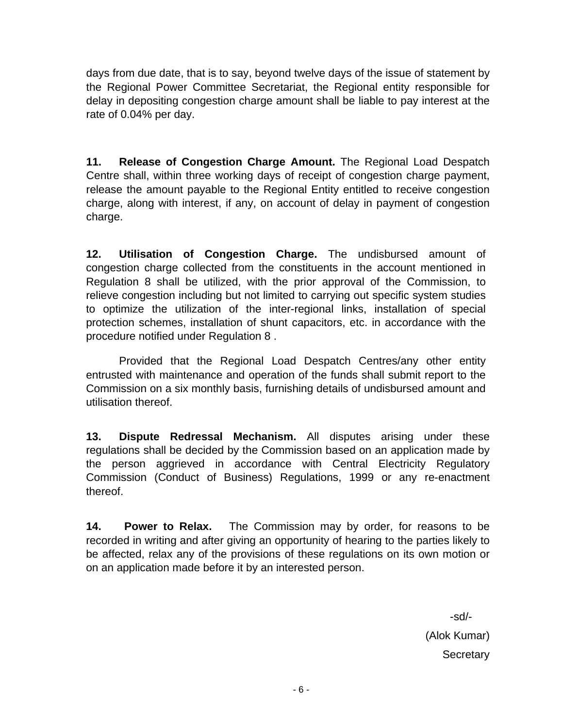days from due date, that is to say, beyond twelve days of the issue of statement by the Regional Power Committee Secretariat, the Regional entity responsible for delay in depositing congestion charge amount shall be liable to pay interest at the rate of 0.04% per day.

**11. Release of Congestion Charge Amount.** The Regional Load Despatch Centre shall, within three working days of receipt of congestion charge payment, release the amount payable to the Regional Entity entitled to receive congestion charge, along with interest, if any, on account of delay in payment of congestion charge.

**12. Utilisation of Congestion Charge.** The undisbursed amount of congestion charge collected from the constituents in the account mentioned in Regulation 8 shall be utilized, with the prior approval of the Commission, to relieve congestion including but not limited to carrying out specific system studies to optimize the utilization of the inter-regional links, installation of special protection schemes, installation of shunt capacitors, etc. in accordance with the procedure notified under Regulation 8 .

Provided that the Regional Load Despatch Centres/any other entity entrusted with maintenance and operation of the funds shall submit report to the Commission on a six monthly basis, furnishing details of undisbursed amount and utilisation thereof.

**13. Dispute Redressal Mechanism.** All disputes arising under these regulations shall be decided by the Commission based on an application made by the person aggrieved in accordance with Central Electricity Regulatory Commission (Conduct of Business) Regulations, 1999 or any re-enactment thereof.

**14. Power to Relax.** The Commission may by order, for reasons to be recorded in writing and after giving an opportunity of hearing to the parties likely to be affected, relax any of the provisions of these regulations on its own motion or on an application made before it by an interested person.

-sd/-

(Alok Kumar)

Secretary